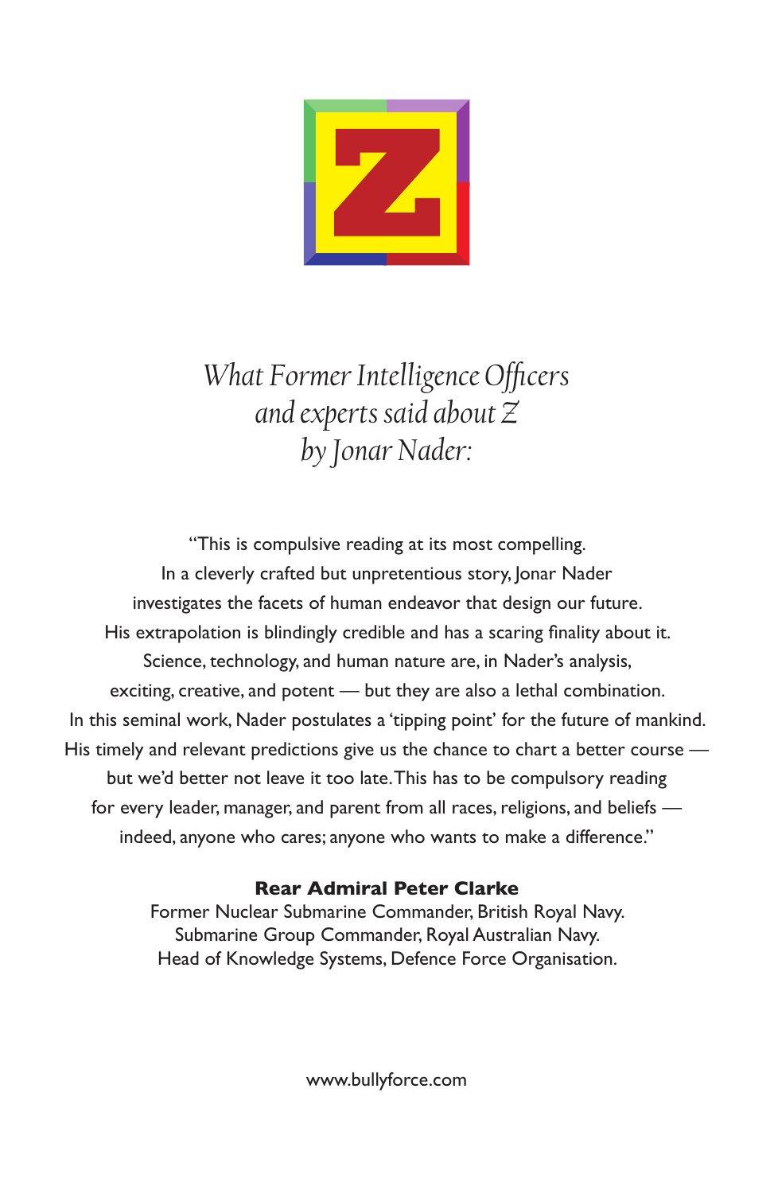*What Former Intelligence Officers and experts said about Z by Jonar Nader:*

"This is compulsive reading at its most compelling. In a cleverly crafted but unpretentious story, Jonar Nader investigates the facets of human endeavor that design our future. His extrapolation is blindingly credible and has a scaring finality about it. Science, technology, and human nature are, in Nader's analysis, exciting, creative, and potent — but they are also a lethal combination. In this seminal work, Nader postulates a 'tipping point' for the future of mankind. His timely and relevant predictions give us the chance to chart a better course — but we'd better not leave it too late. This has to be compulsory reading for every leader, manager, and parent from all races, religions, and beliefs — indeed, anyone who cares; anyone who wants to make a difference."

**Rear Admiral Peter Clarke**
Former Nuclear Submarine Commander, British Royal Navy.
Submarine Group Commander, Royal Australian Navy.
Head of Knowledge Systems, Defence Force Organisation.

www.bullyforce.com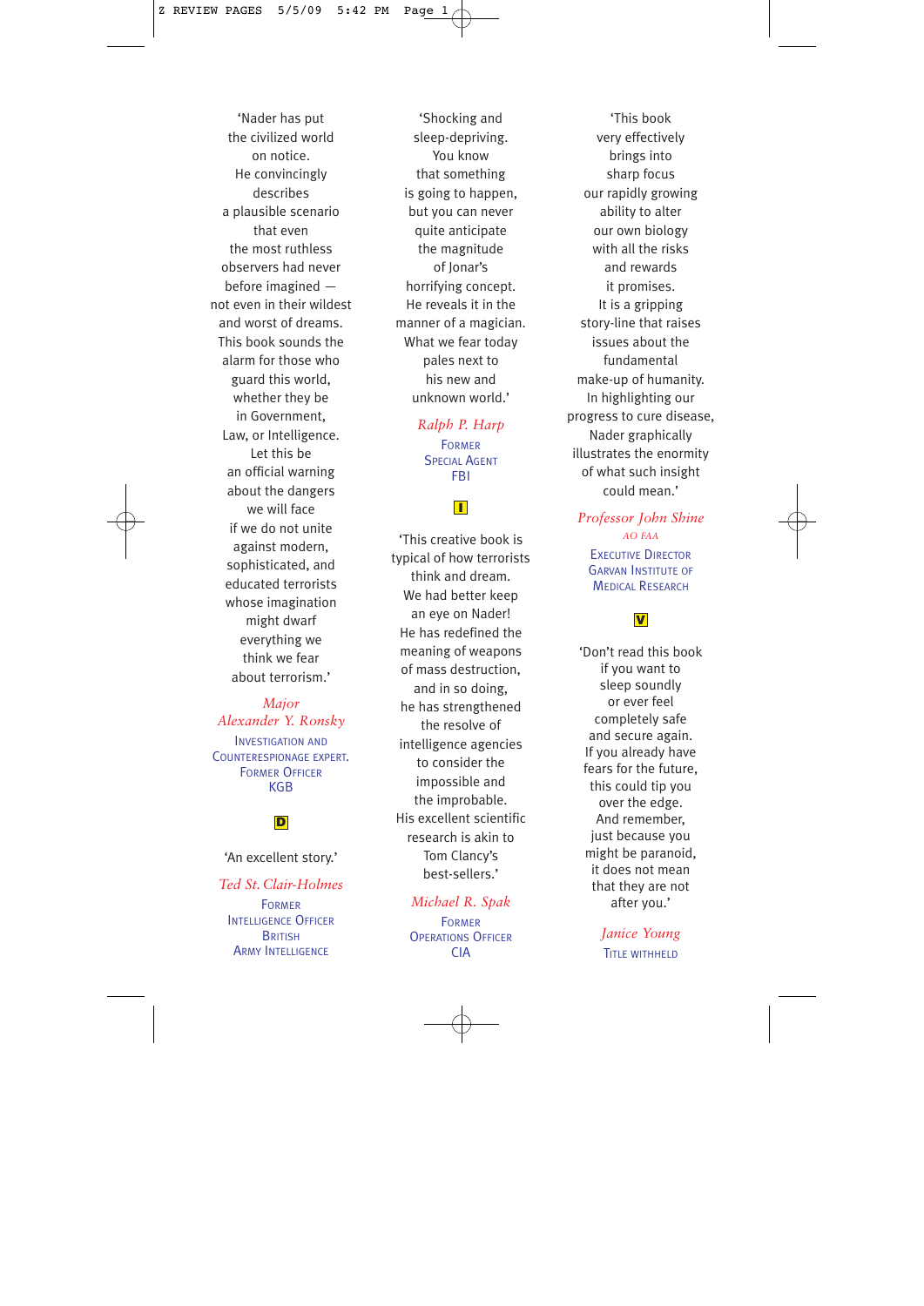'Nader has put the civilized world on notice. He convincingly describes a plausible scenario that even the most ruthless observers had never before imagined — not even in their wildest and worst of dreams. This book sounds the alarm for those who guard this world, whether they be in Government, Law, or Intelligence. Let this be an official warning about the dangers we will face if we do not unite against modern, sophisticated, and educated terrorists whose imagination might dwarf everything we think we fear about terrorism.'

*Major Alexander Y. Ronsky*
Investigation and Counterespionage expert.
Former Officer
KGB

**D**

'An excellent story.'

*Ted St. Clair-Holmes*
Former
Intelligence Officer
British
Army Intelligence

'Shocking and sleep-depriving. You know that something is going to happen, but you can never quite anticipate the magnitude of Jonar's horrifying concept. He reveals it in the manner of a magician. What we fear today pales next to his new and unknown world.'

*Ralph P. Harp*
Former
Special Agent
FBI

**I**

'This creative book is typical of how terrorists think and dream. We had better keep an eye on Nader! He has redefined the meaning of weapons of mass destruction, and in so doing, he has strengthened the resolve of intelligence agencies to consider the impossible and the improbable. His excellent scientific research is akin to Tom Clancy's best-sellers.'

*Michael R. Spak*
Former
Operations Officer
CIA

'This book very effectively brings into sharp focus our rapidly growing ability to alter our own biology with all the risks and rewards it promises. It is a gripping story-line that raises issues about the fundamental make-up of humanity. In highlighting our progress to cure disease, Nader graphically illustrates the enormity of what such insight could mean.'

*Professor John Shine*
*AO FAA*
Executive Director
Garvan Institute of
Medical Research

**V**

'Don't read this book if you want to sleep soundly or ever feel completely safe and secure again. If you already have fears for the future, this could tip you over the edge. And remember, just because you might be paranoid, it does not mean that they are not after you.'

*Janice Young*
Title withheld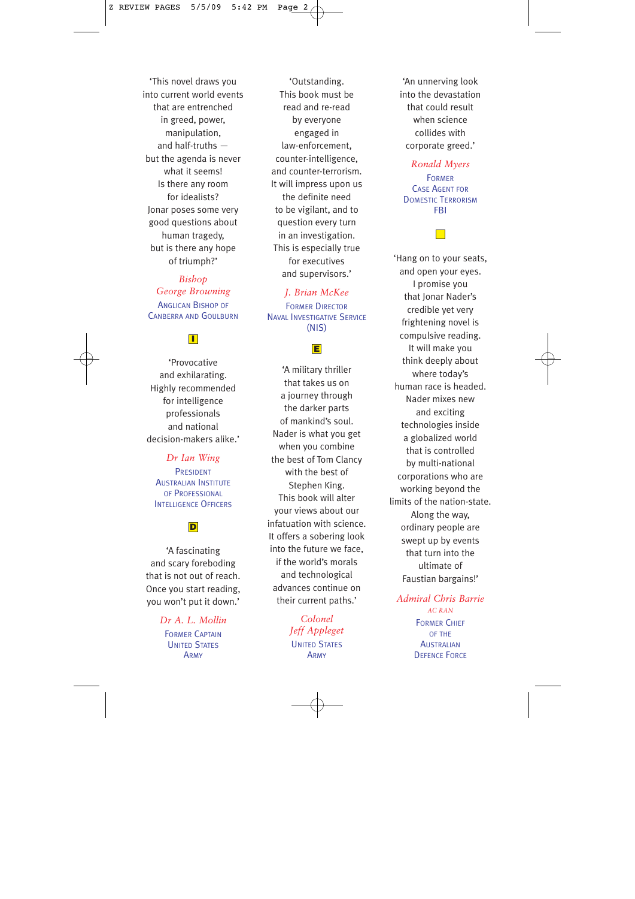'This novel draws you into current world events that are entrenched in greed, power, manipulation, and half-truths — but the agenda is never what it seems! Is there any room for idealists? Jonar poses some very good questions about human tragedy, but is there any hope of triumph?'

*Bishop George Browning*
ANGLICAN BISHOP OF CANBERRA AND GOULBURN

I

'Provocative and exhilarating. Highly recommended for intelligence professionals and national decision-makers alike.'

*Dr Ian Wing*
PRESIDENT
AUSTRALIAN INSTITUTE OF PROFESSIONAL INTELLIGENCE OFFICERS

D

'A fascinating and scary foreboding that is not out of reach. Once you start reading, you won't put it down.'

*Dr A. L. Mollin*
FORMER CAPTAIN
UNITED STATES ARMY

'Outstanding. This book must be read and re-read by everyone engaged in law-enforcement, counter-intelligence, and counter-terrorism. It will impress upon us the definite need to be vigilant, and to question every turn in an investigation. This is especially true for executives and supervisors.'

*J. Brian McKee*
FORMER DIRECTOR
NAVAL INVESTIGATIVE SERVICE (NIS)

E

'A military thriller that takes us on a journey through the darker parts of mankind's soul. Nader is what you get when you combine the best of Tom Clancy with the best of Stephen King. This book will alter your views about our infatuation with science. It offers a sobering look into the future we face, if the world's morals and technological advances continue on their current paths.'

*Colonel Jeff Appleget*
UNITED STATES ARMY

'An unnerving look into the devastation that could result when science collides with corporate greed.'

*Ronald Myers*
FORMER
CASE AGENT FOR DOMESTIC TERRORISM
FBI

'Hang on to your seats, and open your eyes. I promise you that Jonar Nader's credible yet very frightening novel is compulsive reading. It will make you think deeply about where today's human race is headed. Nader mixes new and exciting technologies inside a globalized world that is controlled by multi-national corporations who are working beyond the limits of the nation-state. Along the way, ordinary people are swept up by events that turn into the ultimate of Faustian bargains!'

*Admiral Chris Barrie*
*AC RAN*
FORMER CHIEF OF THE AUSTRALIAN DEFENCE FORCE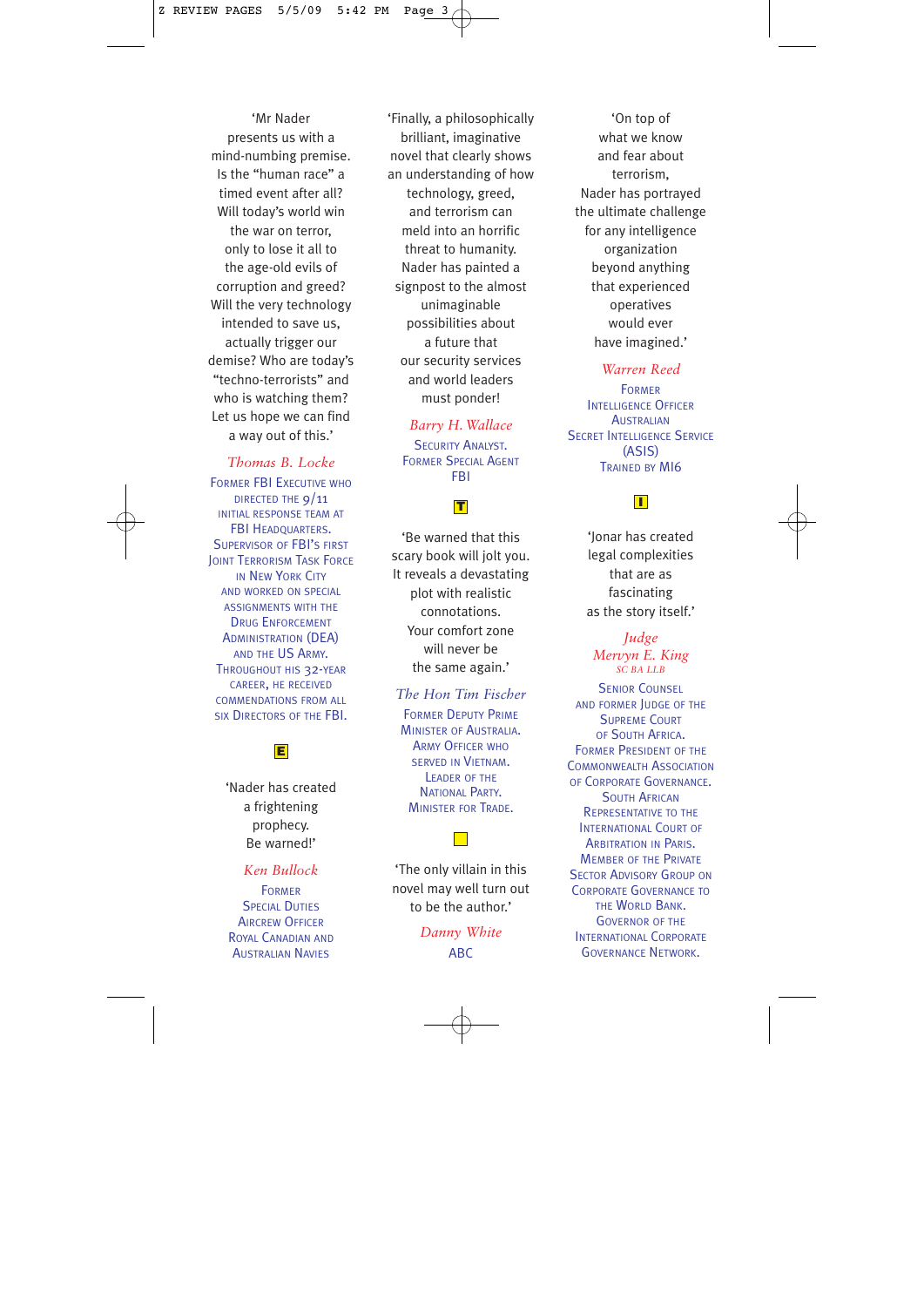'Mr Nader presents us with a mind-numbing premise. Is the "human race" a timed event after all? Will today's world win the war on terror, only to lose it all to the age-old evils of corruption and greed? Will the very technology intended to save us, actually trigger our demise? Who are today's "techno-terrorists" and who is watching them? Let us hope we can find a way out of this.'

*Thomas B. Locke*

Former FBI Executive who directed the 9/11 initial response team at FBI Headquarters. Supervisor of FBI's first Joint Terrorism Task Force in New York City and worked on special assignments with the Drug Enforcement Administration (DEA) and the US Army. Throughout his 32-year career, he received commendations from all six Directors of the FBI.

**E**

'Nader has created a frightening prophecy. Be warned!'

*Ken Bullock*

Former Special Duties Aircrew Officer Royal Canadian and Australian Navies

'Finally, a philosophically brilliant, imaginative novel that clearly shows an understanding of how technology, greed, and terrorism can meld into an horrific threat to humanity. Nader has painted a signpost to the almost unimaginable possibilities about a future that our security services and world leaders must ponder!

*Barry H. Wallace*

Security Analyst. Former Special Agent FBI

**T**

'Be warned that this scary book will jolt you. It reveals a devastating plot with realistic connotations. Your comfort zone will never be the same again.'

*The Hon Tim Fischer*

Former Deputy Prime Minister of Australia. Army Officer who served in Vietnam. Leader of the National Party. Minister for Trade.

'The only villain in this novel may well turn out to be the author.'

*Danny White*

ABC

'On top of what we know and fear about terrorism, Nader has portrayed the ultimate challenge for any intelligence organization beyond anything that experienced operatives would ever have imagined.'

*Warren Reed*

Former Intelligence Officer Australian Secret Intelligence Service (ASIS) Trained by MI6

**I**

'Jonar has created legal complexities that are as fascinating as the story itself.'

*Judge Mervyn E. King*
*SC BA LLB*

Senior Counsel and former Judge of the Supreme Court of South Africa. Former President of the Commonwealth Association of Corporate Governance. South African Representative to the International Court of Arbitration in Paris. Member of the Private Sector Advisory Group on Corporate Governance to the World Bank. Governor of the International Corporate Governance Network.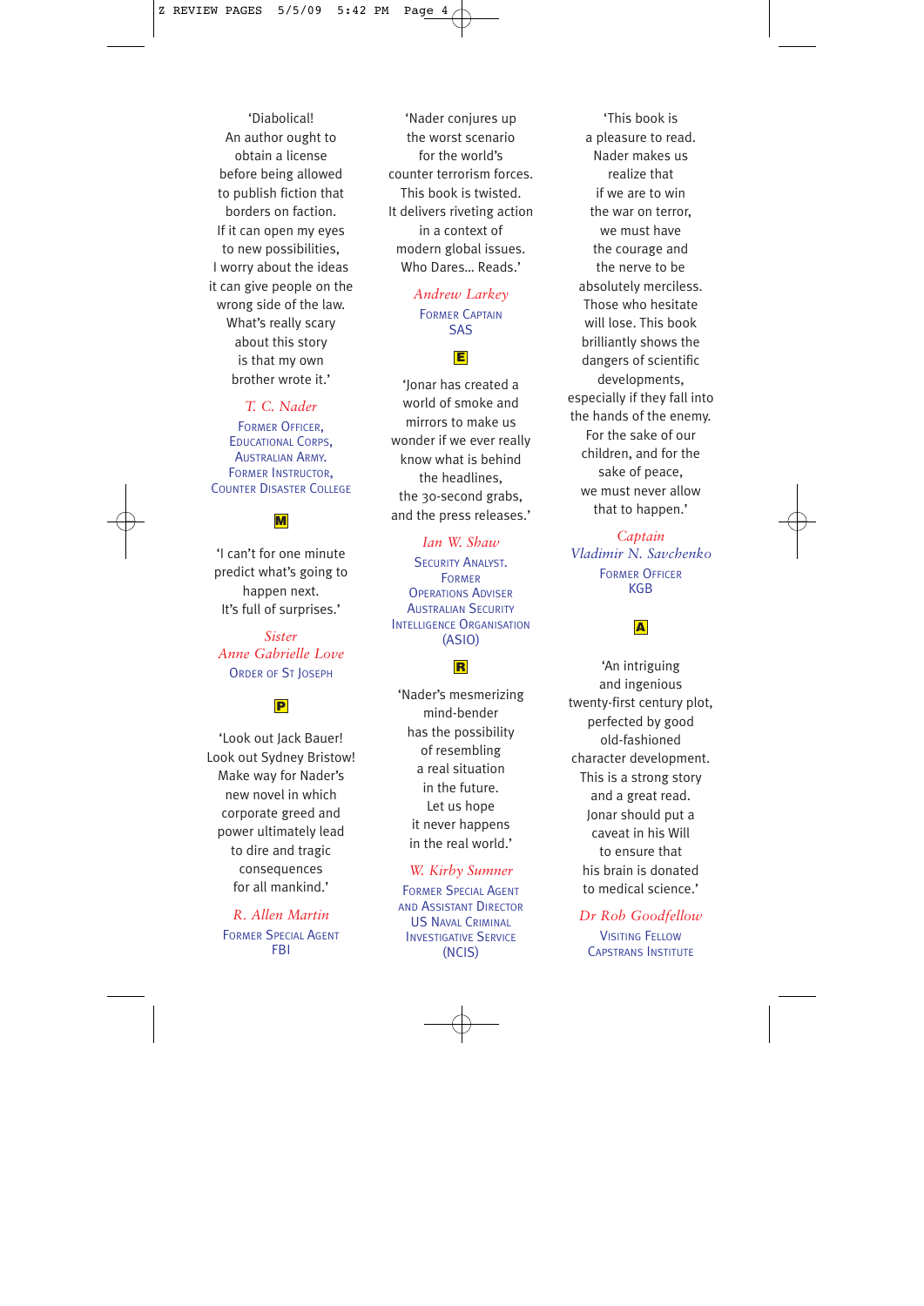'Diabolical! An author ought to obtain a license before being allowed to publish fiction that borders on faction. If it can open my eyes to new possibilities, I worry about the ideas it can give people on the wrong side of the law. What's really scary about this story is that my own brother wrote it.'

*T. C. Nader*
Former Officer, Educational Corps, Australian Army. Former Instructor, Counter Disaster College

**M**

'I can't for one minute predict what's going to happen next. It's full of surprises.'

*Sister Anne Gabrielle Love*
Order of St Joseph

**P**

'Look out Jack Bauer! Look out Sydney Bristow! Make way for Nader's new novel in which corporate greed and power ultimately lead to dire and tragic consequences for all mankind.'

*R. Allen Martin*
Former Special Agent FBI

'Nader conjures up the worst scenario for the world's counter terrorism forces. This book is twisted. It delivers riveting action in a context of modern global issues. Who Dares... Reads.'

*Andrew Larkey*
Former Captain SAS

**E**

'Jonar has created a world of smoke and mirrors to make us wonder if we ever really know what is behind the headlines, the 30-second grabs, and the press releases.'

*Ian W. Shaw*
Security Analyst. Former Operations Adviser Australian Security Intelligence Organisation (ASIO)

**R**

'Nader's mesmerizing mind-bender has the possibility of resembling a real situation in the future. Let us hope it never happens in the real world.'

*W. Kirby Sumner*
Former Special Agent and Assistant Director US Naval Criminal Investigative Service (NCIS)

'This book is a pleasure to read. Nader makes us realize that if we are to win the war on terror, we must have the courage and the nerve to be absolutely merciless. Those who hesitate will lose. This book brilliantly shows the dangers of scientific developments, especially if they fall into the hands of the enemy. For the sake of our children, and for the sake of peace, we must never allow that to happen.'

*Captain Vladimir N. Savchenko*
Former Officer KGB

**A**

'An intriguing and ingenious twenty-first century plot, perfected by good old-fashioned character development. This is a strong story and a great read. Jonar should put a caveat in his Will to ensure that his brain is donated to medical science.'

*Dr Rob Goodfellow*
Visiting Fellow Capstrans Institute